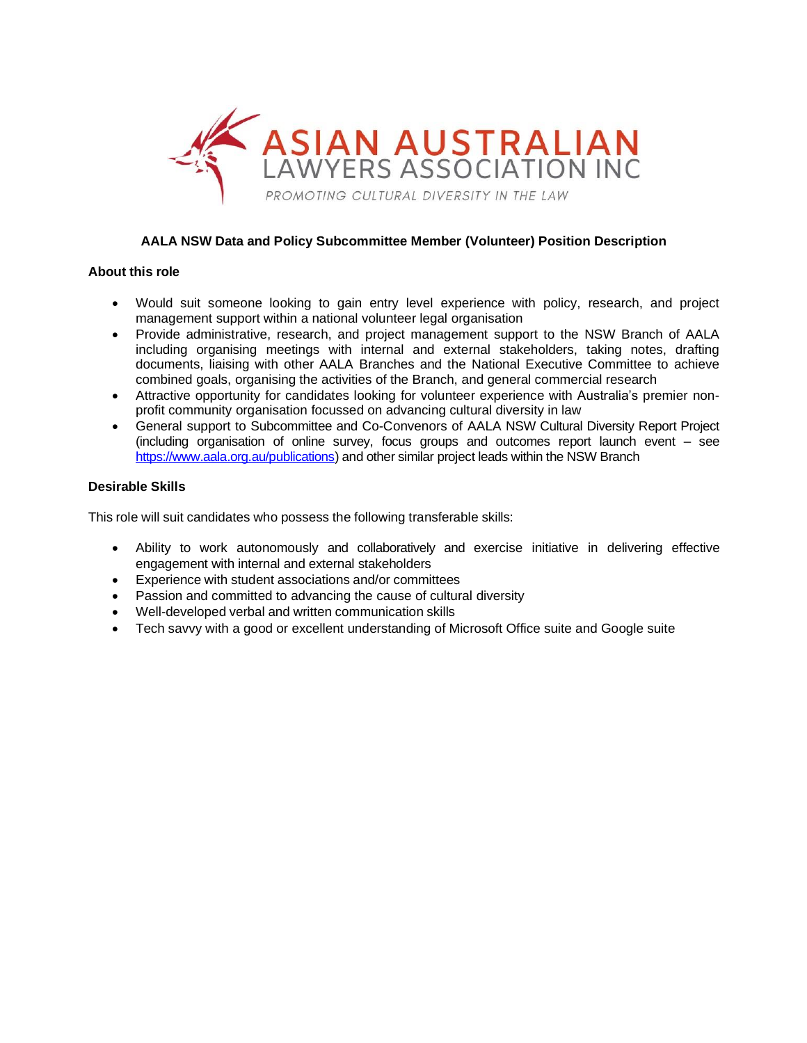ASIAN AUSTRALIAN
LAWYERS ASSOCIATION INC

*PROMOTING CULTURAL DIVERSITY IN THE LAW*

**AALA NSW Data and Policy Subcommittee Member (Volunteer) Position Description**

**About this role**

- Would suit someone looking to gain entry level experience with policy, research, and project management support within a national volunteer legal organisation
- Provide administrative, research, and project management support to the NSW Branch of AALA including organising meetings with internal and external stakeholders, taking notes, drafting documents, liaising with other AALA Branches and the National Executive Committee to achieve combined goals, organising the activities of the Branch, and general commercial research
- Attractive opportunity for candidates looking for volunteer experience with Australia's premier non-profit community organisation focussed on advancing cultural diversity in law
- General support to Subcommittee and Co-Convenors of AALA NSW Cultural Diversity Report Project (including organisation of online survey, focus groups and outcomes report launch event – see https://www.aala.org.au/publications) and other similar project leads within the NSW Branch

**Desirable Skills**

This role will suit candidates who possess the following transferable skills:

- Ability to work autonomously and collaboratively and exercise initiative in delivering effective engagement with internal and external stakeholders
- Experience with student associations and/or committees
- Passion and committed to advancing the cause of cultural diversity
- Well-developed verbal and written communication skills
- Tech savvy with a good or excellent understanding of Microsoft Office suite and Google suite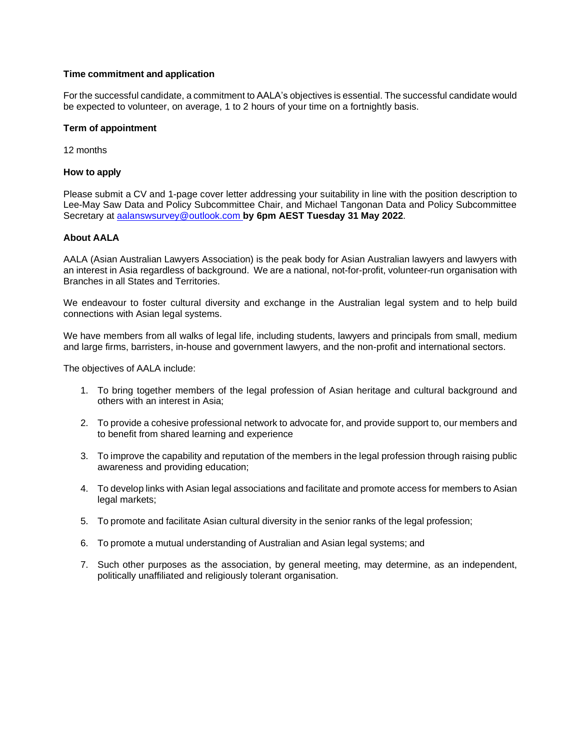**Time commitment and application**

For the successful candidate, a commitment to AALA's objectives is essential. The successful candidate would be expected to volunteer, on average, 1 to 2 hours of your time on a fortnightly basis.

**Term of appointment**

12 months

**How to apply**

Please submit a CV and 1-page cover letter addressing your suitability in line with the position description to Lee-May Saw Data and Policy Subcommittee Chair, and Michael Tangonan Data and Policy Subcommittee Secretary at aalanswsurvey@outlook.com **by 6pm AEST Tuesday 31 May 2022**.

**About AALA**

AALA (Asian Australian Lawyers Association) is the peak body for Asian Australian lawyers and lawyers with an interest in Asia regardless of background. We are a national, not-for-profit, volunteer-run organisation with Branches in all States and Territories.

We endeavour to foster cultural diversity and exchange in the Australian legal system and to help build connections with Asian legal systems.

We have members from all walks of legal life, including students, lawyers and principals from small, medium and large firms, barristers, in-house and government lawyers, and the non-profit and international sectors.

The objectives of AALA include:

1. To bring together members of the legal profession of Asian heritage and cultural background and others with an interest in Asia;

2. To provide a cohesive professional network to advocate for, and provide support to, our members and to benefit from shared learning and experience

3. To improve the capability and reputation of the members in the legal profession through raising public awareness and providing education;

4. To develop links with Asian legal associations and facilitate and promote access for members to Asian legal markets;

5. To promote and facilitate Asian cultural diversity in the senior ranks of the legal profession;

6. To promote a mutual understanding of Australian and Asian legal systems; and

7. Such other purposes as the association, by general meeting, may determine, as an independent, politically unaffiliated and religiously tolerant organisation.